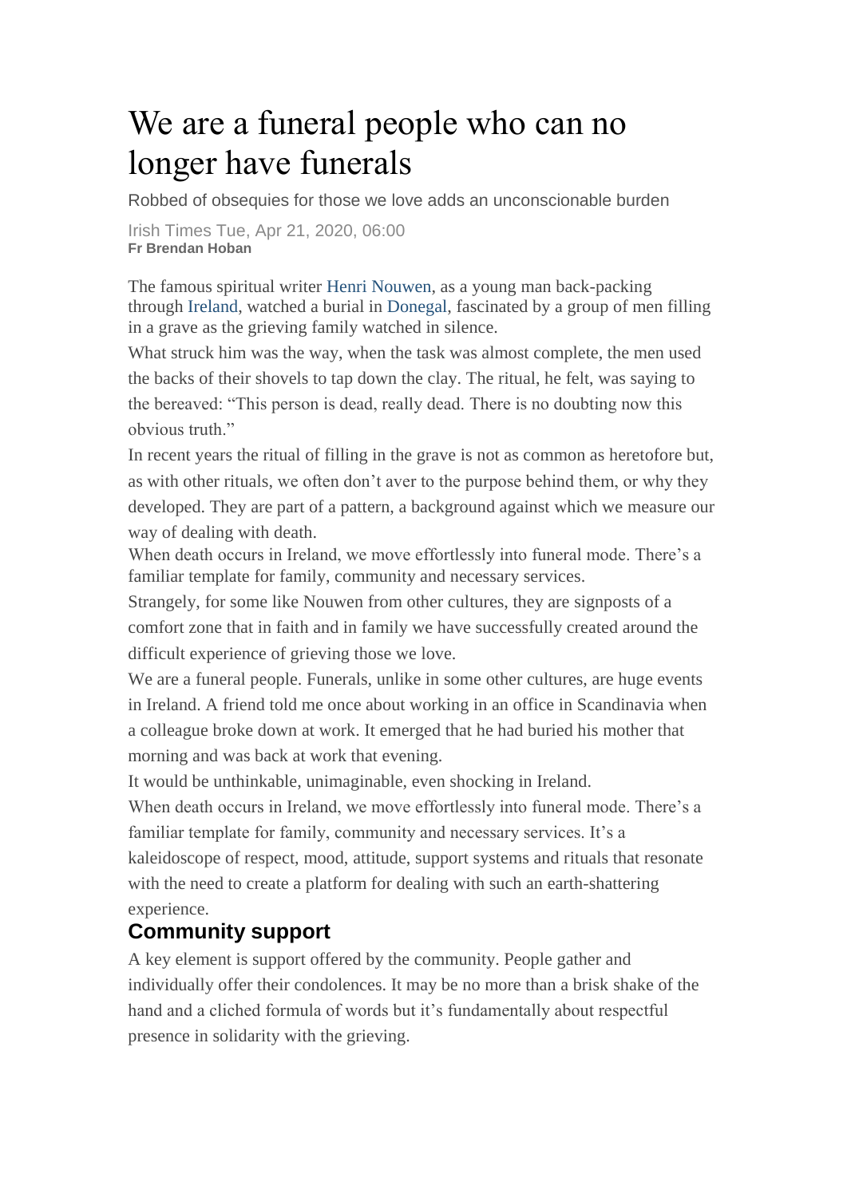# We are a funeral people who can no longer have funerals

Robbed of obsequies for those we love adds an unconscionable burden

Irish Times Tue, Apr 21, 2020, 06:00
**Fr Brendan Hoban**

The famous spiritual writer Henri Nouwen, as a young man back-packing through Ireland, watched a burial in Donegal, fascinated by a group of men filling in a grave as the grieving family watched in silence.

What struck him was the way, when the task was almost complete, the men used the backs of their shovels to tap down the clay. The ritual, he felt, was saying to the bereaved: "This person is dead, really dead. There is no doubting now this obvious truth."

In recent years the ritual of filling in the grave is not as common as heretofore but, as with other rituals, we often don't aver to the purpose behind them, or why they developed. They are part of a pattern, a background against which we measure our way of dealing with death.

When death occurs in Ireland, we move effortlessly into funeral mode. There's a familiar template for family, community and necessary services.

Strangely, for some like Nouwen from other cultures, they are signposts of a comfort zone that in faith and in family we have successfully created around the difficult experience of grieving those we love.

We are a funeral people. Funerals, unlike in some other cultures, are huge events in Ireland. A friend told me once about working in an office in Scandinavia when a colleague broke down at work. It emerged that he had buried his mother that morning and was back at work that evening.

It would be unthinkable, unimaginable, even shocking in Ireland.

When death occurs in Ireland, we move effortlessly into funeral mode. There's a familiar template for family, community and necessary services. It's a kaleidoscope of respect, mood, attitude, support systems and rituals that resonate with the need to create a platform for dealing with such an earth-shattering experience.

## Community support

A key element is support offered by the community. People gather and individually offer their condolences. It may be no more than a brisk shake of the hand and a cliched formula of words but it's fundamentally about respectful presence in solidarity with the grieving.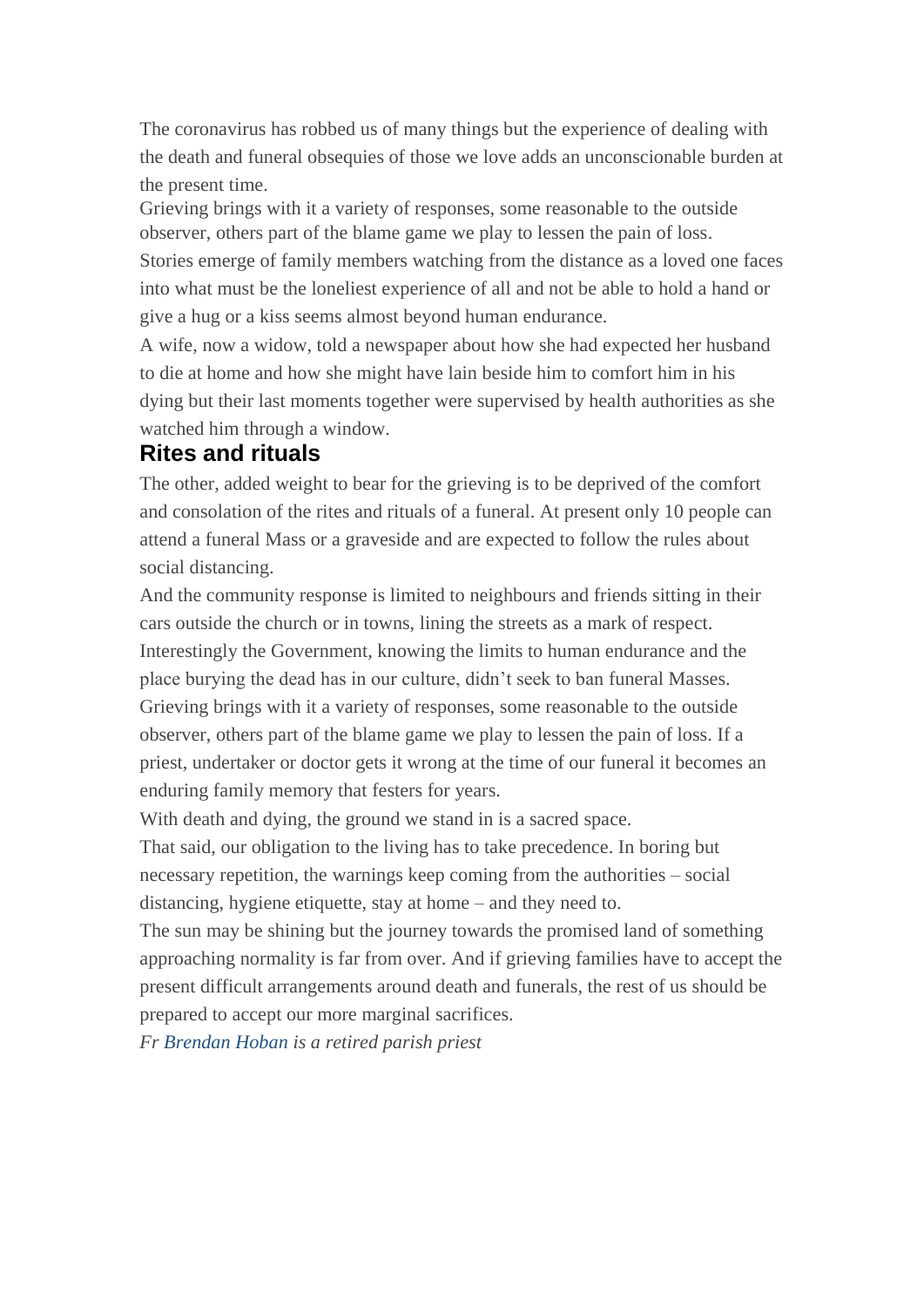The coronavirus has robbed us of many things but the experience of dealing with the death and funeral obsequies of those we love adds an unconscionable burden at the present time.

Grieving brings with it a variety of responses, some reasonable to the outside observer, others part of the blame game we play to lessen the pain of loss.

Stories emerge of family members watching from the distance as a loved one faces into what must be the loneliest experience of all and not be able to hold a hand or give a hug or a kiss seems almost beyond human endurance.

A wife, now a widow, told a newspaper about how she had expected her husband to die at home and how she might have lain beside him to comfort him in his dying but their last moments together were supervised by health authorities as she watched him through a window.

## Rites and rituals

The other, added weight to bear for the grieving is to be deprived of the comfort and consolation of the rites and rituals of a funeral. At present only 10 people can attend a funeral Mass or a graveside and are expected to follow the rules about social distancing.

And the community response is limited to neighbours and friends sitting in their cars outside the church or in towns, lining the streets as a mark of respect.

Interestingly the Government, knowing the limits to human endurance and the place burying the dead has in our culture, didn't seek to ban funeral Masses.

Grieving brings with it a variety of responses, some reasonable to the outside observer, others part of the blame game we play to lessen the pain of loss. If a priest, undertaker or doctor gets it wrong at the time of our funeral it becomes an enduring family memory that festers for years.

With death and dying, the ground we stand in is a sacred space.

That said, our obligation to the living has to take precedence. In boring but necessary repetition, the warnings keep coming from the authorities – social distancing, hygiene etiquette, stay at home – and they need to.

The sun may be shining but the journey towards the promised land of something approaching normality is far from over. And if grieving families have to accept the present difficult arrangements around death and funerals, the rest of us should be prepared to accept our more marginal sacrifices.

*Fr Brendan Hoban is a retired parish priest*